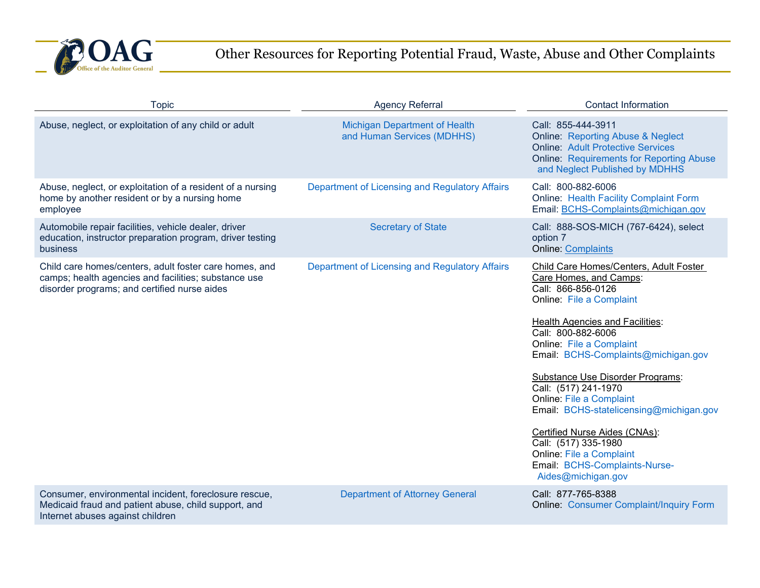# Other Resources for Reporting Potential Fraud, Waste, Abuse and Other Complaints

| Topic | Agency Referral | Contact Information |
|---|---|---|
| Abuse, neglect, or exploitation of any child or adult | Michigan Department of Health and Human Services (MDHHS) | Call: 855-444-3911<br>Online: Reporting Abuse & Neglect<br>Online: Adult Protective Services<br>Online: Requirements for Reporting Abuse and Neglect Published by MDHHS |
| Abuse, neglect, or exploitation of a resident of a nursing home by another resident or by a nursing home employee | Department of Licensing and Regulatory Affairs | Call: 800-882-6006<br>Online: Health Facility Complaint Form<br>Email: BCHS-Complaints@michigan.gov |
| Automobile repair facilities, vehicle dealer, driver education, instructor preparation program, driver testing business | Secretary of State | Call: 888-SOS-MICH (767-6424), select option 7<br>Online: Complaints |
| Child care homes/centers, adult foster care homes, and camps; health agencies and facilities; substance use disorder programs; and certified nurse aides | Department of Licensing and Regulatory Affairs | Child Care Homes/Centers, Adult Foster Care Homes, and Camps:<br>Call: 866-856-0126<br>Online: File a Complaint<br><br>Health Agencies and Facilities:<br>Call: 800-882-6006<br>Online: File a Complaint<br>Email: BCHS-Complaints@michigan.gov<br><br>Substance Use Disorder Programs:<br>Call: (517) 241-1970<br>Online: File a Complaint<br>Email: BCHS-statelicensing@michigan.gov<br><br>Certified Nurse Aides (CNAs):<br>Call: (517) 335-1980<br>Online: File a Complaint<br>Email: BCHS-Complaints-Nurse-Aides@michigan.gov |
| Consumer, environmental incident, foreclosure rescue, Medicaid fraud and patient abuse, child support, and Internet abuses against children | Department of Attorney General | Call: 877-765-8388<br>Online: Consumer Complaint/Inquiry Form |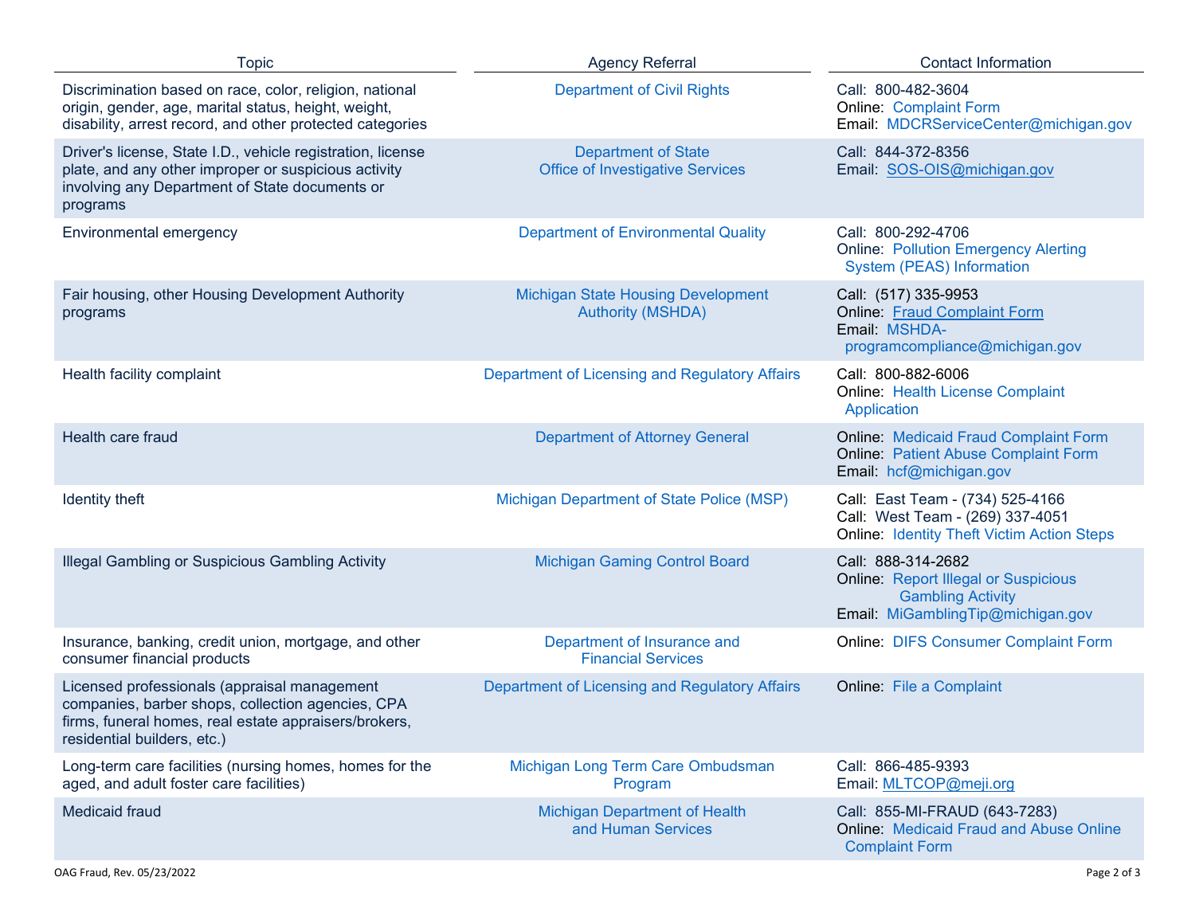| Topic | Agency Referral | Contact Information |
|---|---|---|
| Discrimination based on race, color, religion, national origin, gender, age, marital status, height, weight, disability, arrest record, and other protected categories | Department of Civil Rights | Call: 800-482-3604<br>Online: Complaint Form<br>Email: MDCRServiceCenter@michigan.gov |
| Driver's license, State I.D., vehicle registration, license plate, and any other improper or suspicious activity involving any Department of State documents or programs | Department of State<br>Office of Investigative Services | Call: 844-372-8356<br>Email: SOS-OIS@michigan.gov |
| Environmental emergency | Department of Environmental Quality | Call: 800-292-4706<br>Online: Pollution Emergency Alerting System (PEAS) Information |
| Fair housing, other Housing Development Authority programs | Michigan State Housing Development Authority (MSHDA) | Call: (517) 335-9953<br>Online: Fraud Complaint Form<br>Email: MSHDA-programcompliance@michigan.gov |
| Health facility complaint | Department of Licensing and Regulatory Affairs | Call: 800-882-6006<br>Online: Health License Complaint Application |
| Health care fraud | Department of Attorney General | Online: Medicaid Fraud Complaint Form<br>Online: Patient Abuse Complaint Form<br>Email: hcf@michigan.gov |
| Identity theft | Michigan Department of State Police (MSP) | Call: East Team - (734) 525-4166<br>Call: West Team - (269) 337-4051<br>Online: Identity Theft Victim Action Steps |
| Illegal Gambling or Suspicious Gambling Activity | Michigan Gaming Control Board | Call: 888-314-2682<br>Online: Report Illegal or Suspicious Gambling Activity<br>Email: MiGamblingTip@michigan.gov |
| Insurance, banking, credit union, mortgage, and other consumer financial products | Department of Insurance and Financial Services | Online: DIFS Consumer Complaint Form |
| Licensed professionals (appraisal management companies, barber shops, collection agencies, CPA firms, funeral homes, real estate appraisers/brokers, residential builders, etc.) | Department of Licensing and Regulatory Affairs | Online: File a Complaint |
| Long-term care facilities (nursing homes, homes for the aged, and adult foster care facilities) | Michigan Long Term Care Ombudsman Program | Call: 866-485-9393<br>Email: MLTCOP@meji.org |
| Medicaid fraud | Michigan Department of Health and Human Services | Call: 855-MI-FRAUD (643-7283)<br>Online: Medicaid Fraud and Abuse Online Complaint Form |

OAG Fraud, Rev. 05/23/2022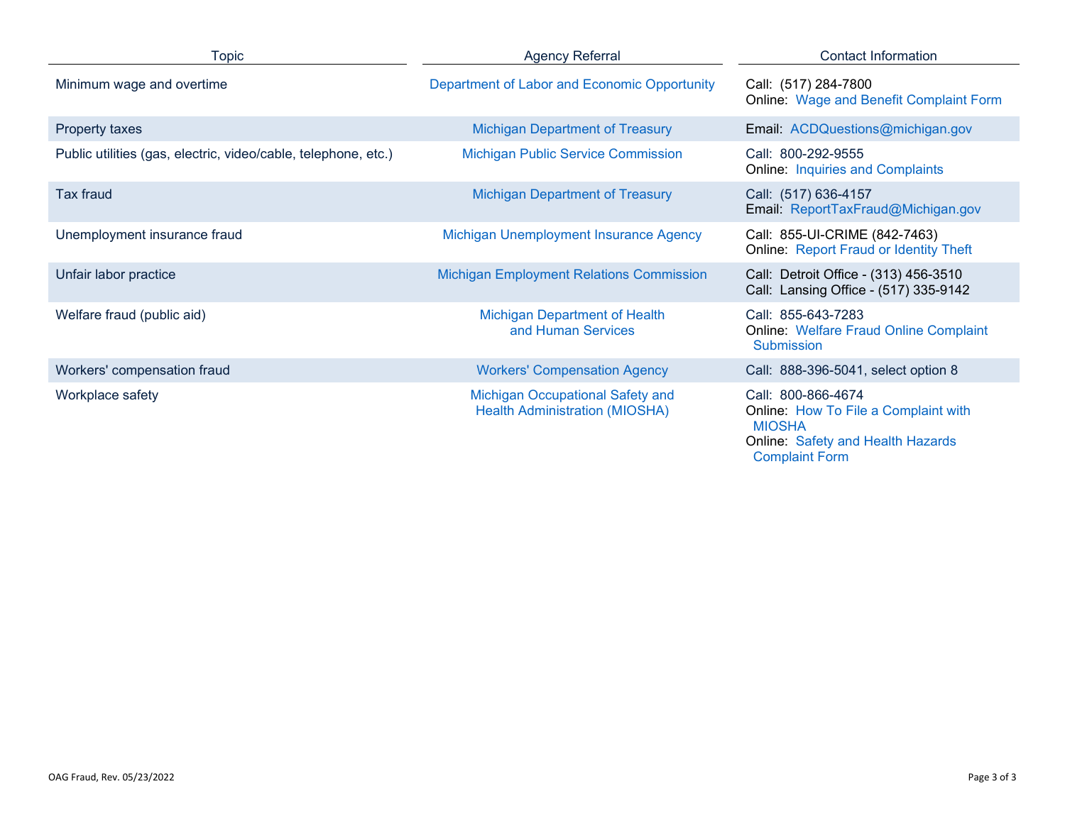| Topic | Agency Referral | Contact Information |
|---|---|---|
| Minimum wage and overtime | Department of Labor and Economic Opportunity | Call: (517) 284-7800<br>Online: Wage and Benefit Complaint Form |
| Property taxes | Michigan Department of Treasury | Email: ACDQuestions@michigan.gov |
| Public utilities (gas, electric, video/cable, telephone, etc.) | Michigan Public Service Commission | Call: 800-292-9555<br>Online: Inquiries and Complaints |
| Tax fraud | Michigan Department of Treasury | Call: (517) 636-4157<br>Email: ReportTaxFraud@Michigan.gov |
| Unemployment insurance fraud | Michigan Unemployment Insurance Agency | Call: 855-UI-CRIME (842-7463)<br>Online: Report Fraud or Identity Theft |
| Unfair labor practice | Michigan Employment Relations Commission | Call: Detroit Office - (313) 456-3510<br>Call: Lansing Office - (517) 335-9142 |
| Welfare fraud (public aid) | Michigan Department of Health and Human Services | Call: 855-643-7283<br>Online: Welfare Fraud Online Complaint Submission |
| Workers' compensation fraud | Workers' Compensation Agency | Call: 888-396-5041, select option 8 |
| Workplace safety | Michigan Occupational Safety and Health Administration (MIOSHA) | Call: 800-866-4674<br>Online: How To File a Complaint with MIOSHA<br>Online: Safety and Health Hazards Complaint Form |

OAG Fraud, Rev. 05/23/2022